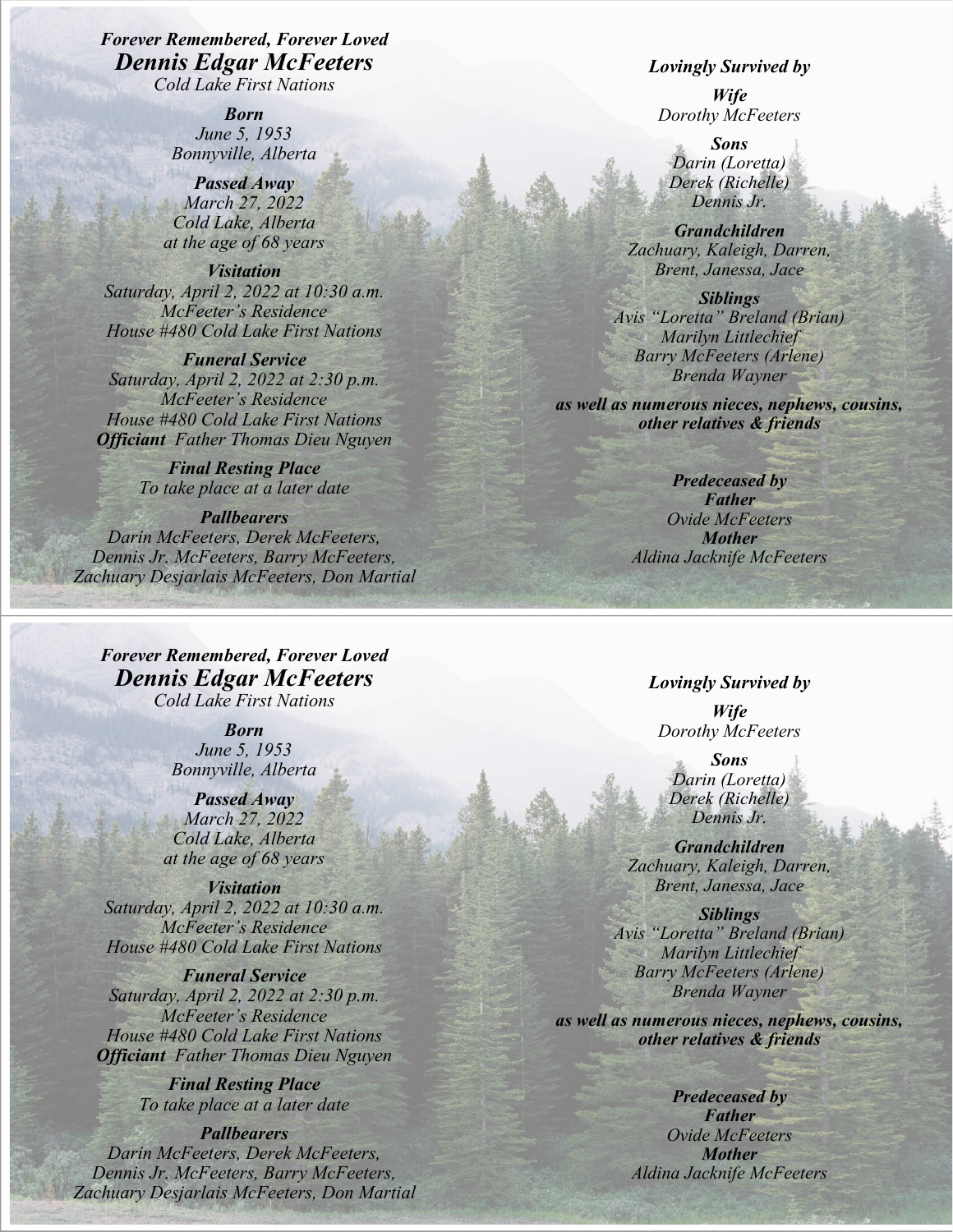***Forever Remembered, Forever Loved***

# *Dennis Edgar McFeeters*

*Cold Lake First Nations*

***Born***
*June 5, 1953*
*Bonnyville, Alberta*

***Passed Away***
*March 27, 2022*
*Cold Lake, Alberta*
*at the age of 68 years*

***Visitation***
*Saturday, April 2, 2022 at 10:30 a.m.*
*McFeeter's Residence*
*House #480 Cold Lake First Nations*

***Funeral Service***
*Saturday, April 2, 2022 at 2:30 p.m.*
*McFeeter's Residence*
*House #480 Cold Lake First Nations*
***Officiant*** *Father Thomas Dieu Nguyen*

***Final Resting Place***
*To take place at a later date*

***Pallbearers***
*Darin McFeeters, Derek McFeeters,*
*Dennis Jr. McFeeters, Barry McFeeters,*
*Zachuary Desjarlais McFeeters, Don Martial*

***Lovingly Survived by***

***Wife***
*Dorothy McFeeters*

***Sons***
*Darin (Loretta)*
*Derek (Richelle)*
*Dennis Jr.*

***Grandchildren***
*Zachuary, Kaleigh, Darren,*
*Brent, Janessa, Jace*

***Siblings***
*Avis "Loretta" Breland (Brian)*
*Marilyn Littlechief*
*Barry McFeeters (Arlene)*
*Brenda Wayner*

***as well as numerous nieces, nephews, cousins, other relatives & friends***

***Predeceased by***
***Father***
*Ovide McFeeters*
***Mother***
*Aldina Jacknife McFeeters*

---

***Forever Remembered, Forever Loved***

# *Dennis Edgar McFeeters*

*Cold Lake First Nations*

***Born***
*June 5, 1953*
*Bonnyville, Alberta*

***Passed Away***
*March 27, 2022*
*Cold Lake, Alberta*
*at the age of 68 years*

***Visitation***
*Saturday, April 2, 2022 at 10:30 a.m.*
*McFeeter's Residence*
*House #480 Cold Lake First Nations*

***Funeral Service***
*Saturday, April 2, 2022 at 2:30 p.m.*
*McFeeter's Residence*
*House #480 Cold Lake First Nations*
***Officiant*** *Father Thomas Dieu Nguyen*

***Final Resting Place***
*To take place at a later date*

***Pallbearers***
*Darin McFeeters, Derek McFeeters,*
*Dennis Jr. McFeeters, Barry McFeeters,*
*Zachuary Desjarlais McFeeters, Don Martial*

***Lovingly Survived by***

***Wife***
*Dorothy McFeeters*

***Sons***
*Darin (Loretta)*
*Derek (Richelle)*
*Dennis Jr.*

***Grandchildren***
*Zachuary, Kaleigh, Darren,*
*Brent, Janessa, Jace*

***Siblings***
*Avis "Loretta" Breland (Brian)*
*Marilyn Littlechief*
*Barry McFeeters (Arlene)*
*Brenda Wayner*

***as well as numerous nieces, nephews, cousins, other relatives & friends***

***Predeceased by***
***Father***
*Ovide McFeeters*
***Mother***
*Aldina Jacknife McFeeters*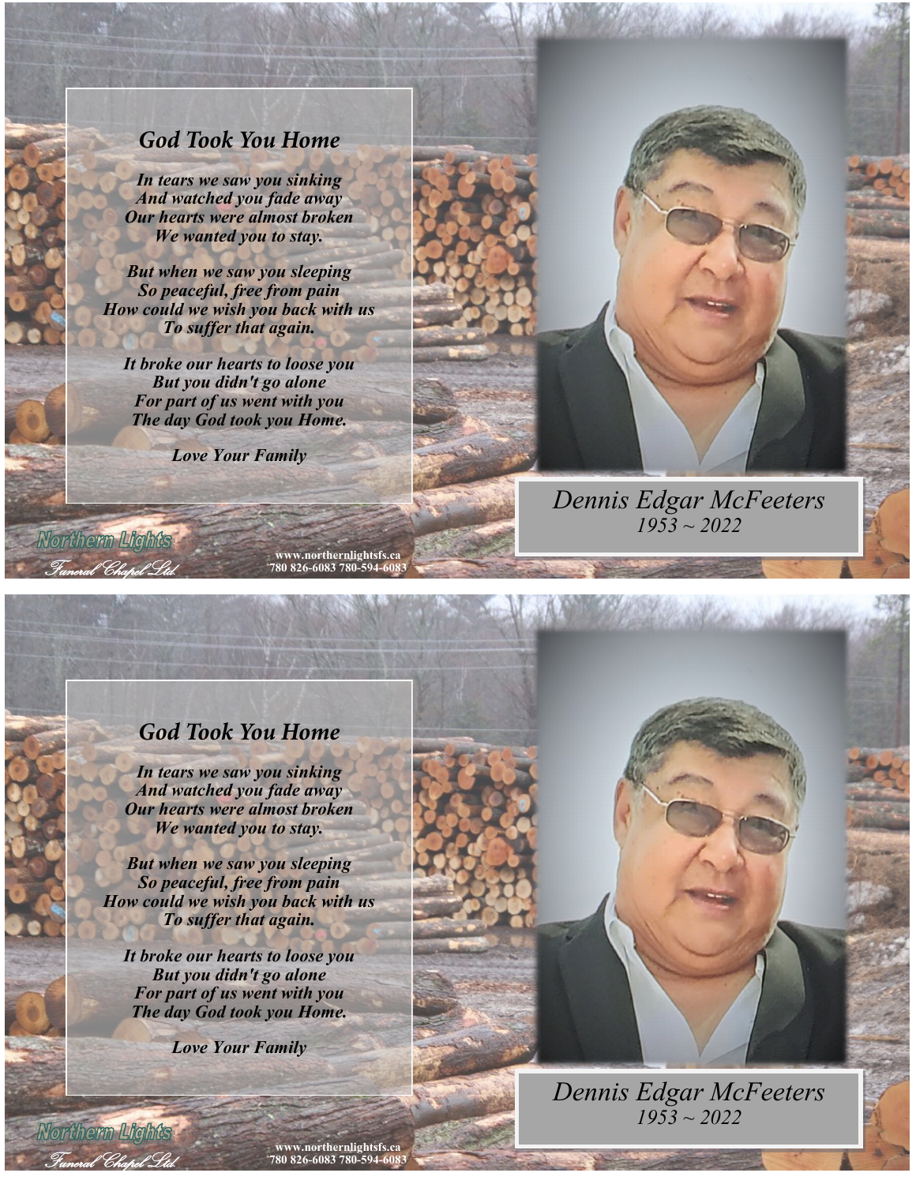## *God Took You Home*

***In tears we saw you sinking***
***And watched you fade away***
***Our hearts were almost broken***
***We wanted you to stay.***

***But when we saw you sleeping***
***So peaceful, free from pain***
***How could we wish you back with us***
***To suffer that again.***

***It broke our hearts to loose you***
***But you didn't go alone***
***For part of us went with you***
***The day God took you Home.***

***Love Your Family***

Northern Lights
Funeral Chapel Ltd.

**www.northernlightsfs.ca**
**780 826-6083 780-594-6083**

*Dennis Edgar McFeeters*
*1953 ~ 2022*

## *God Took You Home*

***In tears we saw you sinking***
***And watched you fade away***
***Our hearts were almost broken***
***We wanted you to stay.***

***But when we saw you sleeping***
***So peaceful, free from pain***
***How could we wish you back with us***
***To suffer that again.***

***It broke our hearts to loose you***
***But you didn't go alone***
***For part of us went with you***
***The day God took you Home.***

***Love Your Family***

Northern Lights
Funeral Chapel Ltd.

**www.northernlightsfs.ca**
**780 826-6083 780-594-6083**

*Dennis Edgar McFeeters*
*1953 ~ 2022*